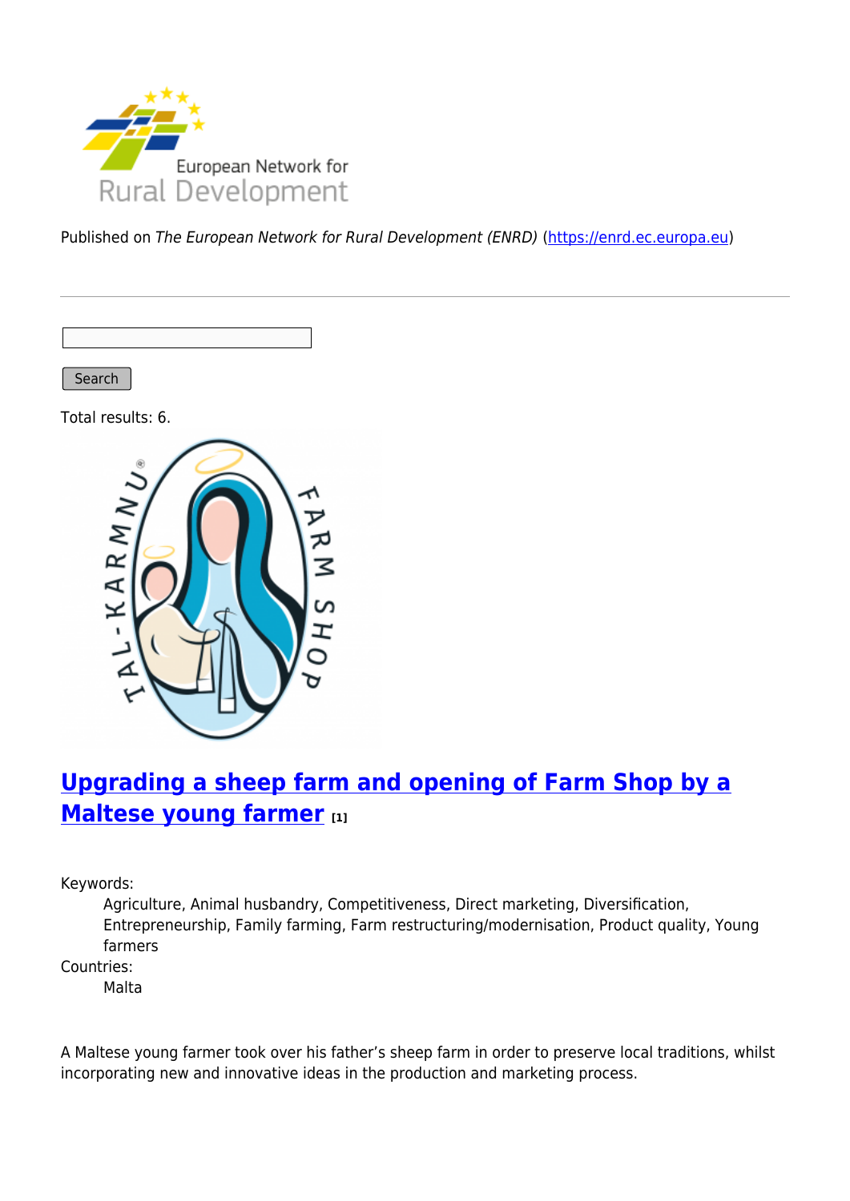Published on *The European Network for Rural Development (ENRD)* (https://enrd.ec.europa.eu)

Search

Total results: 6.

## [Upgrading a sheep farm and opening of Farm Shop by a Maltese young farmer](#) [1]

Keywords:
: Agriculture, Animal husbandry, Competitiveness, Direct marketing, Diversification, Entrepreneurship, Family farming, Farm restructuring/modernisation, Product quality, Young farmers

Countries:
: Malta

A Maltese young farmer took over his father's sheep farm in order to preserve local traditions, whilst incorporating new and innovative ideas in the production and marketing process.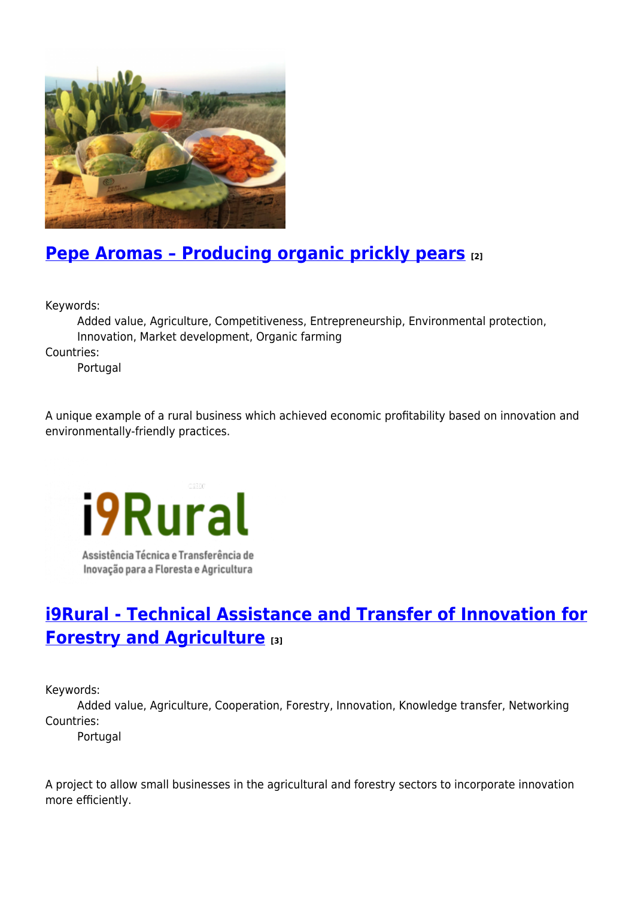## [Pepe Aromas – Producing organic prickly pears](#) [2]

Keywords:
: Added value, Agriculture, Competitiveness, Entrepreneurship, Environmental protection, Innovation, Market development, Organic farming

Countries:
: Portugal

A unique example of a rural business which achieved economic profitability based on innovation and environmentally-friendly practices.

## [i9Rural - Technical Assistance and Transfer of Innovation for Forestry and Agriculture](#) [3]

Keywords:
: Added value, Agriculture, Cooperation, Forestry, Innovation, Knowledge transfer, Networking

Countries:
: Portugal

A project to allow small businesses in the agricultural and forestry sectors to incorporate innovation more efficiently.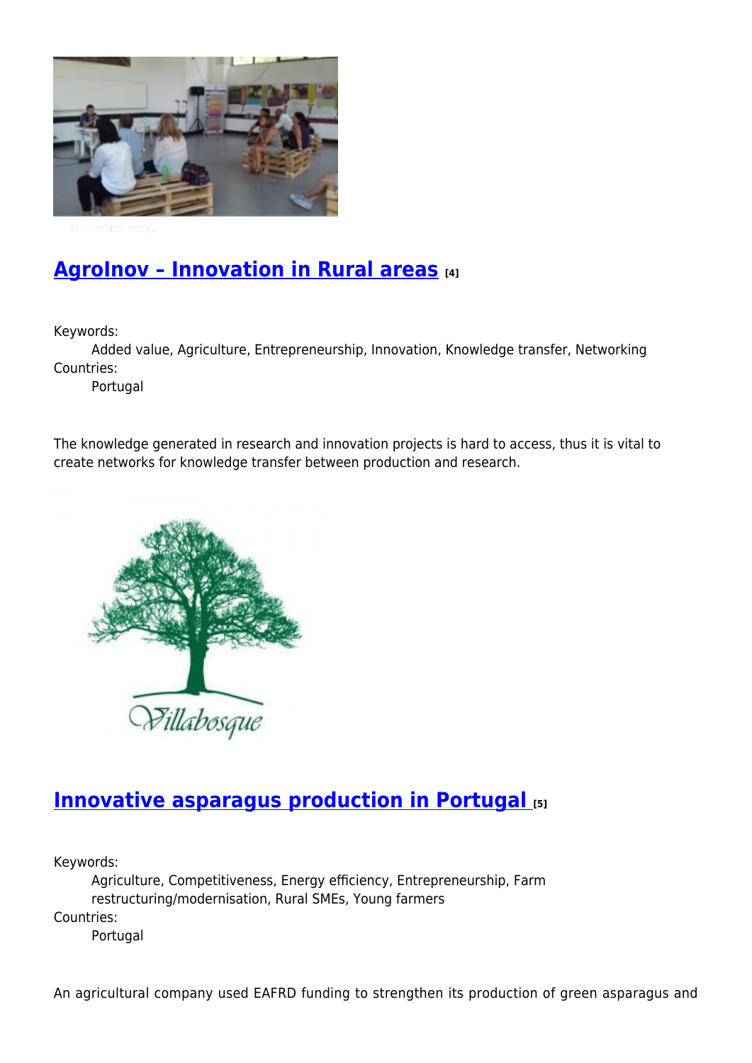## [AgroInov – Innovation in Rural areas](#) [4]

Keywords:
Added value, Agriculture, Entrepreneurship, Innovation, Knowledge transfer, Networking

Countries:
Portugal

The knowledge generated in research and innovation projects is hard to access, thus it is vital to create networks for knowledge transfer between production and research.

## [Innovative asparagus production in Portugal](#) [5]

Keywords:
Agriculture, Competitiveness, Energy efficiency, Entrepreneurship, Farm restructuring/modernisation, Rural SMEs, Young farmers

Countries:
Portugal

An agricultural company used EAFRD funding to strengthen its production of green asparagus and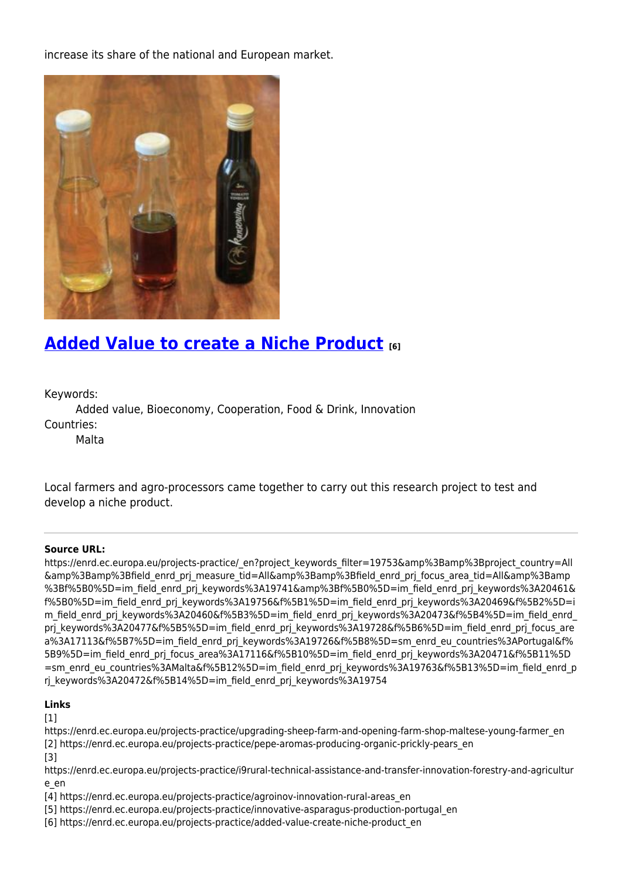increase its share of the national and European market.

## [Added Value to create a Niche Product](https://enrd.ec.europa.eu/projects-practice/added-value-create-niche-product_en) [6]

Keywords:
 Added value, Bioeconomy, Cooperation, Food & Drink, Innovation
Countries:
 Malta

Local farmers and agro-processors came together to carry out this research project to test and develop a niche product.

---

**Source URL:** https://enrd.ec.europa.eu/projects-practice/_en?project_keywords_filter=19753&amp%3Bamp%3Bproject_country=All&amp%3Bamp%3Bfield_enrd_prj_measure_tid=All&amp%3Bamp%3Bfield_enrd_prj_focus_area_tid=All&amp%3Bamp%3Bf%5B0%5D=im_field_enrd_prj_keywords%3A19741&amp%3Bf%5B0%5D=im_field_enrd_prj_keywords%3A20461&f%5B0%5D=im_field_enrd_prj_keywords%3A19756&f%5B1%5D=im_field_enrd_prj_keywords%3A20469&f%5B2%5D=im_field_enrd_prj_keywords%3A20460&f%5B3%5D=im_field_enrd_prj_keywords%3A20473&f%5B4%5D=im_field_enrd_prj_keywords%3A20477&f%5B5%5D=im_field_enrd_prj_keywords%3A19728&f%5B6%5D=im_field_enrd_prj_focus_area%3A17113&f%5B7%5D=im_field_enrd_prj_keywords%3A19726&f%5B8%5D=sm_enrd_eu_countries%3APortugal&f%5B9%5D=im_field_enrd_prj_focus_area%3A17116&f%5B10%5D=im_field_enrd_prj_keywords%3A20471&f%5B11%5D=sm_enrd_eu_countries%3AMalta&f%5B12%5D=im_field_enrd_prj_keywords%3A19763&f%5B13%5D=im_field_enrd_prj_keywords%3A20472&f%5B14%5D=im_field_enrd_prj_keywords%3A19754

**Links**

[1] https://enrd.ec.europa.eu/projects-practice/upgrading-sheep-farm-and-opening-farm-shop-maltese-young-farmer_en
[2] https://enrd.ec.europa.eu/projects-practice/pepe-aromas-producing-organic-prickly-pears_en
[3] https://enrd.ec.europa.eu/projects-practice/i9rural-technical-assistance-and-transfer-innovation-forestry-and-agriculture_en
[4] https://enrd.ec.europa.eu/projects-practice/agroinov-innovation-rural-areas_en
[5] https://enrd.ec.europa.eu/projects-practice/innovative-asparagus-production-portugal_en
[6] https://enrd.ec.europa.eu/projects-practice/added-value-create-niche-product_en